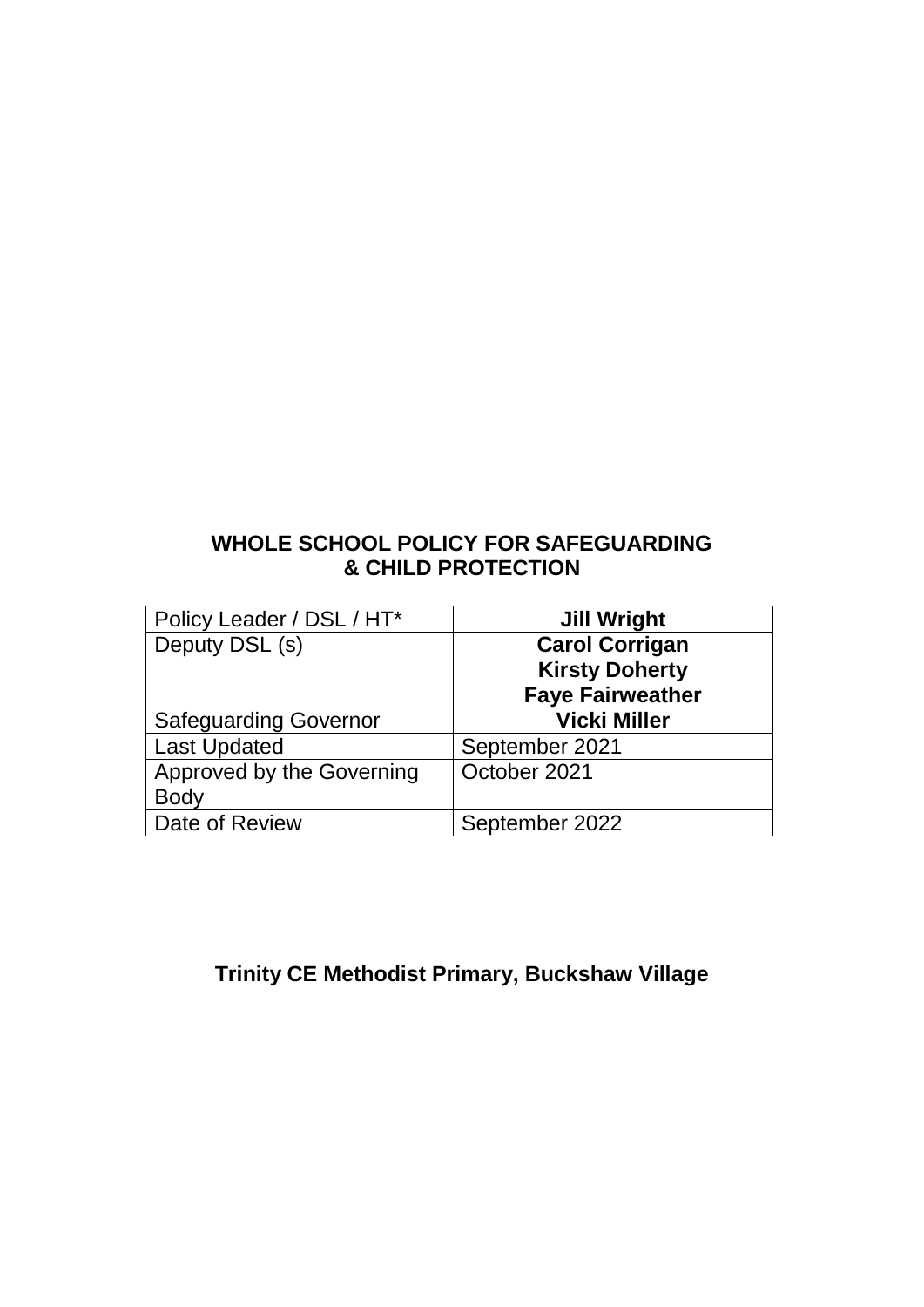# WHOLE SCHOOL POLICY FOR SAFEGUARDING & CHILD PROTECTION

| Policy Leader / DSL / HT* | **Jill Wright** |
|---|---|
| Deputy DSL (s) | **Carol Corrigan**<br>**Kirsty Doherty**<br>**Faye Fairweather** |
| Safeguarding Governor | **Vicki Miller** |
| Last Updated | September 2021 |
| Approved by the Governing Body | October 2021 |
| Date of Review | September 2022 |

**Trinity CE Methodist Primary, Buckshaw Village**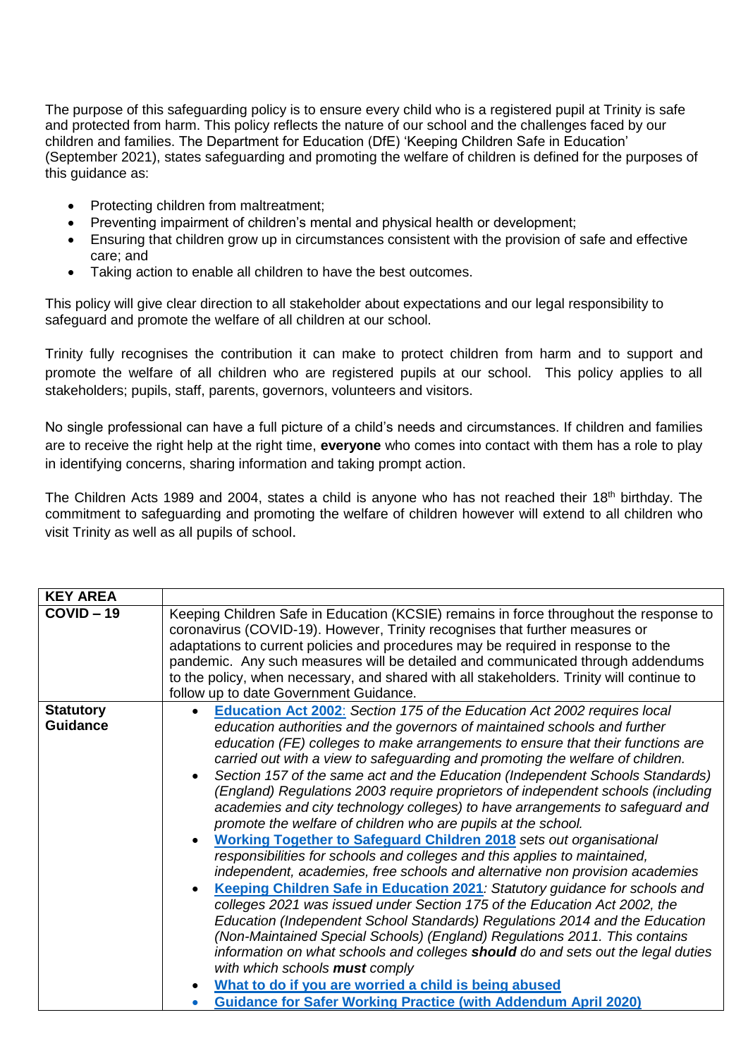The purpose of this safeguarding policy is to ensure every child who is a registered pupil at Trinity is safe and protected from harm. This policy reflects the nature of our school and the challenges faced by our children and families. The Department for Education (DfE) 'Keeping Children Safe in Education' (September 2021), states safeguarding and promoting the welfare of children is defined for the purposes of this guidance as:

- Protecting children from maltreatment;
- Preventing impairment of children's mental and physical health or development;
- Ensuring that children grow up in circumstances consistent with the provision of safe and effective care; and
- Taking action to enable all children to have the best outcomes.

This policy will give clear direction to all stakeholder about expectations and our legal responsibility to safeguard and promote the welfare of all children at our school.

Trinity fully recognises the contribution it can make to protect children from harm and to support and promote the welfare of all children who are registered pupils at our school. This policy applies to all stakeholders; pupils, staff, parents, governors, volunteers and visitors.

No single professional can have a full picture of a child's needs and circumstances. If children and families are to receive the right help at the right time, **everyone** who comes into contact with them has a role to play in identifying concerns, sharing information and taking prompt action.

The Children Acts 1989 and 2004, states a child is anyone who has not reached their 18th birthday. The commitment to safeguarding and promoting the welfare of children however will extend to all children who visit Trinity as well as all pupils of school.

| **KEY AREA** | |
|---|---|
| **COVID – 19** | Keeping Children Safe in Education (KCSIE) remains in force throughout the response to coronavirus (COVID-19). However, Trinity recognises that further measures or adaptations to current policies and procedures may be required in response to the pandemic. Any such measures will be detailed and communicated through addendums to the policy, when necessary, and shared with all stakeholders. Trinity will continue to follow up to date Government Guidance. |
| **Statutory Guidance** | • **Education Act 2002**: *Section 175 of the Education Act 2002 requires local education authorities and the governors of maintained schools and further education (FE) colleges to make arrangements to ensure that their functions are carried out with a view to safeguarding and promoting the welfare of children.* <br> • *Section 157 of the same act and the Education (Independent Schools Standards) (England) Regulations 2003 require proprietors of independent schools (including academies and city technology colleges) to have arrangements to safeguard and promote the welfare of children who are pupils at the school.* <br> • **Working Together to Safeguard Children 2018** *sets out organisational responsibilities for schools and colleges and this applies to maintained, independent, academies, free schools and alternative non provision academies* <br> • **Keeping Children Safe in Education 2021**: *Statutory guidance for schools and colleges 2021 was issued under Section 175 of the Education Act 2002, the Education (Independent School Standards) Regulations 2014 and the Education (Non-Maintained Special Schools) (England) Regulations 2011. This contains information on what schools and colleges* ***should*** *do and sets out the legal duties with which schools* ***must*** *comply* <br> • **What to do if you are worried a child is being abused** <br> • **Guidance for Safer Working Practice (with Addendum April 2020)** |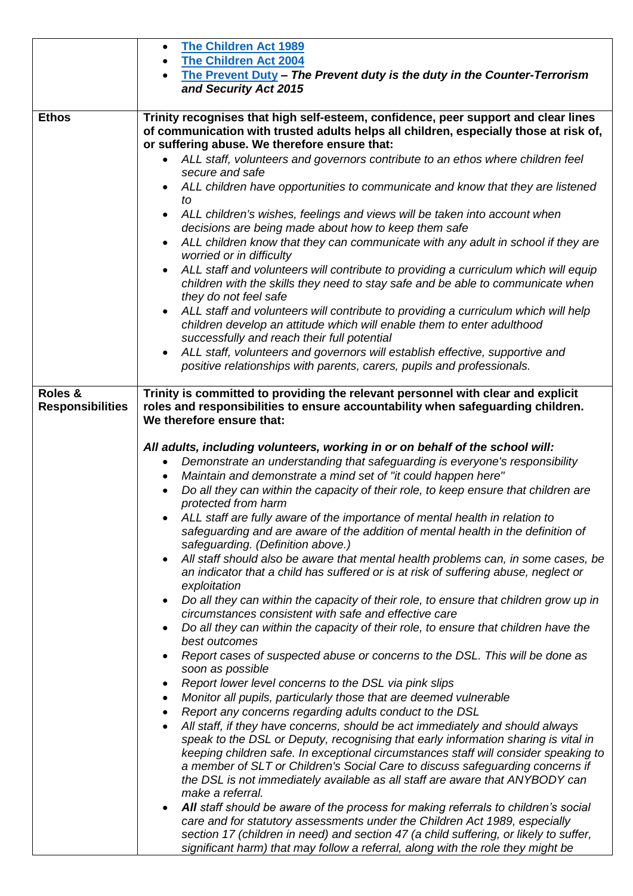| | |
|---|---|
| | • [The Children Act 1989]<br>• [The Children Act 2004]<br>• [The Prevent Duty] – ***The Prevent duty is the duty in the Counter-Terrorism and Security Act 2015*** |
| **Ethos** | **Trinity recognises that high self-esteem, confidence, peer support and clear lines of communication with trusted adults helps all children, especially those at risk of, or suffering abuse. We therefore ensure that:**<br>• *ALL staff, volunteers and governors contribute to an ethos where children feel secure and safe*<br>• *ALL children have opportunities to communicate and know that they are listened to*<br>• *ALL children's wishes, feelings and views will be taken into account when decisions are being made about how to keep them safe*<br>• *ALL children know that they can communicate with any adult in school if they are worried or in difficulty*<br>• *ALL staff and volunteers will contribute to providing a curriculum which will equip children with the skills they need to stay safe and be able to communicate when they do not feel safe*<br>• *ALL staff and volunteers will contribute to providing a curriculum which will help children develop an attitude which will enable them to enter adulthood successfully and reach their full potential*<br>• *ALL staff, volunteers and governors will establish effective, supportive and positive relationships with parents, carers, pupils and professionals.* |
| **Roles & Responsibilities** | **Trinity is committed to providing the relevant personnel with clear and explicit roles and responsibilities to ensure accountability when safeguarding children. We therefore ensure that:**<br><br>***All adults, including volunteers, working in or on behalf of the school will:***<br>• *Demonstrate an understanding that safeguarding is everyone's responsibility*<br>• *Maintain and demonstrate a mind set of "it could happen here"*<br>• *Do all they can within the capacity of their role, to keep ensure that children are protected from harm*<br>• *ALL staff are fully aware of the importance of mental health in relation to safeguarding and are aware of the addition of mental health in the definition of safeguarding. (Definition above.)*<br>• *All staff should also be aware that mental health problems can, in some cases, be an indicator that a child has suffered or is at risk of suffering abuse, neglect or exploitation*<br>• *Do all they can within the capacity of their role, to ensure that children grow up in circumstances consistent with safe and effective care*<br>• *Do all they can within the capacity of their role, to ensure that children have the best outcomes*<br>• *Report cases of suspected abuse or concerns to the DSL. This will be done as soon as possible*<br>• *Report lower level concerns to the DSL via pink slips*<br>• *Monitor all pupils, particularly those that are deemed vulnerable*<br>• *Report any concerns regarding adults conduct to the DSL*<br>• *All staff, if they have concerns, should be act immediately and should always speak to the DSL or Deputy, recognising that early information sharing is vital in keeping children safe. In exceptional circumstances staff will consider speaking to a member of SLT or Children's Social Care to discuss safeguarding concerns if the DSL is not immediately available as all staff are aware that ANYBODY can make a referral.*<br>• ***All** staff should be aware of the process for making referrals to children's social care and for statutory assessments under the Children Act 1989, especially section 17 (children in need) and section 47 (a child suffering, or likely to suffer, significant harm) that may follow a referral, along with the role they might be* |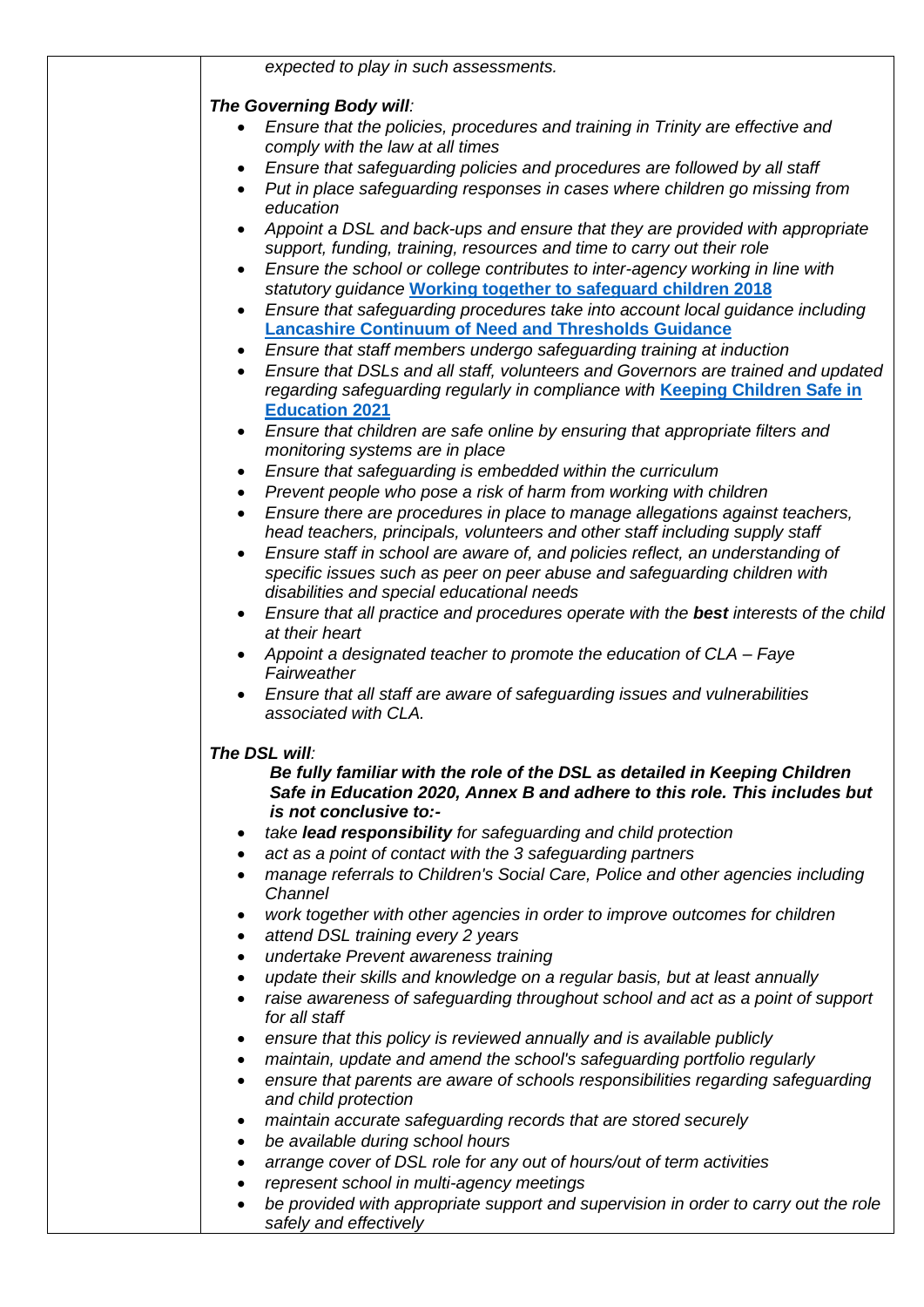*expected to play in such assessments.*

***The Governing Body will:***

- *Ensure that the policies, procedures and training in Trinity are effective and comply with the law at all times*
- *Ensure that safeguarding policies and procedures are followed by all staff*
- *Put in place safeguarding responses in cases where children go missing from education*
- *Appoint a DSL and back-ups and ensure that they are provided with appropriate support, funding, training, resources and time to carry out their role*
- *Ensure the school or college contributes to inter-agency working in line with statutory guidance* ***Working together to safeguard children 2018***
- *Ensure that safeguarding procedures take into account local guidance including* ***Lancashire Continuum of Need and Thresholds Guidance***
- *Ensure that staff members undergo safeguarding training at induction*
- *Ensure that DSLs and all staff, volunteers and Governors are trained and updated regarding safeguarding regularly in compliance with* ***Keeping Children Safe in Education 2021***
- *Ensure that children are safe online by ensuring that appropriate filters and monitoring systems are in place*
- *Ensure that safeguarding is embedded within the curriculum*
- *Prevent people who pose a risk of harm from working with children*
- *Ensure there are procedures in place to manage allegations against teachers, head teachers, principals, volunteers and other staff including supply staff*
- *Ensure staff in school are aware of, and policies reflect, an understanding of specific issues such as peer on peer abuse and safeguarding children with disabilities and special educational needs*
- *Ensure that all practice and procedures operate with the* ***best*** *interests of the child at their heart*
- *Appoint a designated teacher to promote the education of CLA – Faye Fairweather*
- *Ensure that all staff are aware of safeguarding issues and vulnerabilities associated with CLA.*

***The DSL will:***

***Be fully familiar with the role of the DSL as detailed in Keeping Children Safe in Education 2020, Annex B and adhere to this role. This includes but is not conclusive to:-***

- *take* ***lead responsibility*** *for safeguarding and child protection*
- *act as a point of contact with the 3 safeguarding partners*
- *manage referrals to Children's Social Care, Police and other agencies including Channel*
- *work together with other agencies in order to improve outcomes for children*
- *attend DSL training every 2 years*
- *undertake Prevent awareness training*
- *update their skills and knowledge on a regular basis, but at least annually*
- *raise awareness of safeguarding throughout school and act as a point of support for all staff*
- *ensure that this policy is reviewed annually and is available publicly*
- *maintain, update and amend the school's safeguarding portfolio regularly*
- *ensure that parents are aware of schools responsibilities regarding safeguarding and child protection*
- *maintain accurate safeguarding records that are stored securely*
- *be available during school hours*
- *arrange cover of DSL role for any out of hours/out of term activities*
- *represent school in multi-agency meetings*
- *be provided with appropriate support and supervision in order to carry out the role safely and effectively*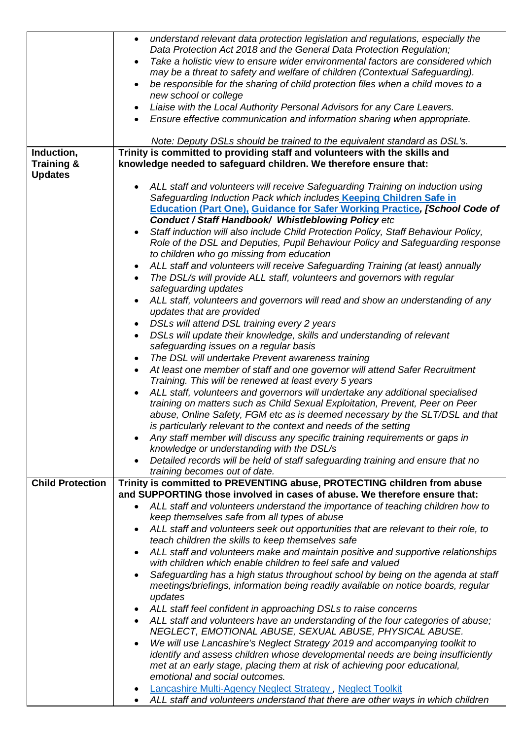| | |
|---|---|
| | • *understand relevant data protection legislation and regulations, especially the Data Protection Act 2018 and the General Data Protection Regulation;*<br>• *Take a holistic view to ensure wider environmental factors are considered which may be a threat to safety and welfare of children (Contextual Safeguarding).*<br>• *be responsible for the sharing of child protection files when a child moves to a new school or college*<br>• *Liaise with the Local Authority Personal Advisors for any Care Leavers.*<br>• *Ensure effective communication and information sharing when appropriate.*<br><br>*Note: Deputy DSLs should be trained to the equivalent standard as DSL's.* |
| **Induction, Training & Updates** | **Trinity is committed to providing staff and volunteers with the skills and knowledge needed to safeguard children. We therefore ensure that:**<br><br>• *ALL staff and volunteers will receive Safeguarding Training on induction using Safeguarding Induction Pack which includes* ***Keeping Children Safe in Education (Part One), Guidance for Safer Working Practice****, [School Code of Conduct / Staff Handbook/ Whistleblowing Policy* *etc*<br>• *Staff induction will also include Child Protection Policy, Staff Behaviour Policy, Role of the DSL and Deputies, Pupil Behaviour Policy and Safeguarding response to children who go missing from education*<br>• *ALL staff and volunteers will receive Safeguarding Training (at least) annually*<br>• *The DSL/s will provide ALL staff, volunteers and governors with regular safeguarding updates*<br>• *ALL staff, volunteers and governors will read and show an understanding of any updates that are provided*<br>• *DSLs will attend DSL training every 2 years*<br>• *DSLs will update their knowledge, skills and understanding of relevant safeguarding issues on a regular basis*<br>• *The DSL will undertake Prevent awareness training*<br>• *At least one member of staff and one governor will attend Safer Recruitment Training. This will be renewed at least every 5 years*<br>• *ALL staff, volunteers and governors will undertake any additional specialised training on matters such as Child Sexual Exploitation, Prevent, Peer on Peer abuse, Online Safety, FGM etc as is deemed necessary by the SLT/DSL and that is particularly relevant to the context and needs of the setting*<br>• *Any staff member will discuss any specific training requirements or gaps in knowledge or understanding with the DSL/s*<br>• *Detailed records will be held of staff safeguarding training and ensure that no training becomes out of date.* |
| **Child Protection** | **Trinity is committed to PREVENTING abuse, PROTECTING children from abuse and SUPPORTING those involved in cases of abuse. We therefore ensure that:**<br>• *ALL staff and volunteers understand the importance of teaching children how to keep themselves safe from all types of abuse*<br>• *ALL staff and volunteers seek out opportunities that are relevant to their role, to teach children the skills to keep themselves safe*<br>• *ALL staff and volunteers make and maintain positive and supportive relationships with children which enable children to feel safe and valued*<br>• *Safeguarding has a high status throughout school by being on the agenda at staff meetings/briefings, information being readily available on notice boards, regular updates*<br>• *ALL staff feel confident in approaching DSLs to raise concerns*<br>• *ALL staff and volunteers have an understanding of the four categories of abuse; NEGLECT, EMOTIONAL ABUSE, SEXUAL ABUSE, PHYSICAL ABUSE.*<br>• *We will use Lancashire's Neglect Strategy 2019 and accompanying toolkit to identify and assess children whose developmental needs are being insufficiently met at an early stage, placing them at risk of achieving poor educational, emotional and social outcomes.*<br>• Lancashire Multi-Agency Neglect Strategy , Neglect Toolkit<br>• *ALL staff and volunteers understand that there are other ways in which children* |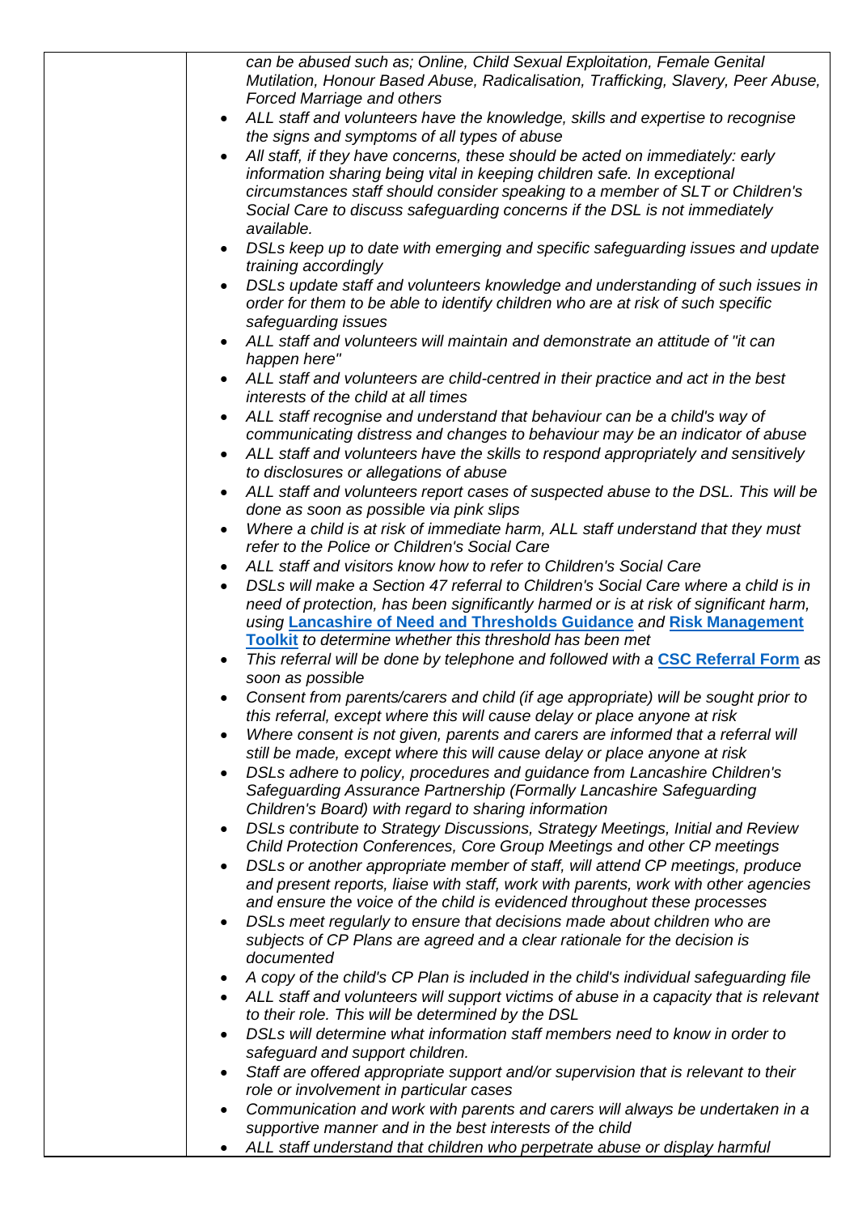| | *can be abused such as; Online, Child Sexual Exploitation, Female Genital Mutilation, Honour Based Abuse, Radicalisation, Trafficking, Slavery, Peer Abuse, Forced Marriage and others*<br>• *ALL staff and volunteers have the knowledge, skills and expertise to recognise the signs and symptoms of all types of abuse*<br>• *All staff, if they have concerns, these should be acted on immediately: early information sharing being vital in keeping children safe. In exceptional circumstances staff should consider speaking to a member of SLT or Children's Social Care to discuss safeguarding concerns if the DSL is not immediately available.*<br>• *DSLs keep up to date with emerging and specific safeguarding issues and update training accordingly*<br>• *DSLs update staff and volunteers knowledge and understanding of such issues in order for them to be able to identify children who are at risk of such specific safeguarding issues*<br>• *ALL staff and volunteers will maintain and demonstrate an attitude of "it can happen here"*<br>• *ALL staff and volunteers are child-centred in their practice and act in the best interests of the child at all times*<br>• *ALL staff recognise and understand that behaviour can be a child's way of communicating distress and changes to behaviour may be an indicator of abuse*<br>• *ALL staff and volunteers have the skills to respond appropriately and sensitively to disclosures or allegations of abuse*<br>• *ALL staff and volunteers report cases of suspected abuse to the DSL. This will be done as soon as possible via pink slips*<br>• *Where a child is at risk of immediate harm, ALL staff understand that they must refer to the Police or Children's Social Care*<br>• *ALL staff and visitors know how to refer to Children's Social Care*<br>• *DSLs will make a Section 47 referral to Children's Social Care where a child is in need of protection, has been significantly harmed or is at risk of significant harm, using* **Lancashire of Need and Thresholds Guidance** *and* **Risk Management Toolkit** *to determine whether this threshold has been met*<br>• *This referral will be done by telephone and followed with a* **CSC Referral Form** *as soon as possible*<br>• *Consent from parents/carers and child (if age appropriate) will be sought prior to this referral, except where this will cause delay or place anyone at risk*<br>• *Where consent is not given, parents and carers are informed that a referral will still be made, except where this will cause delay or place anyone at risk*<br>• *DSLs adhere to policy, procedures and guidance from Lancashire Children's Safeguarding Assurance Partnership (Formally Lancashire Safeguarding Children's Board) with regard to sharing information*<br>• *DSLs contribute to Strategy Discussions, Strategy Meetings, Initial and Review Child Protection Conferences, Core Group Meetings and other CP meetings*<br>• *DSLs or another appropriate member of staff, will attend CP meetings, produce and present reports, liaise with staff, work with parents, work with other agencies and ensure the voice of the child is evidenced throughout these processes*<br>• *DSLs meet regularly to ensure that decisions made about children who are subjects of CP Plans are agreed and a clear rationale for the decision is documented*<br>• *A copy of the child's CP Plan is included in the child's individual safeguarding file*<br>• *ALL staff and volunteers will support victims of abuse in a capacity that is relevant to their role. This will be determined by the DSL*<br>• *DSLs will determine what information staff members need to know in order to safeguard and support children.*<br>• *Staff are offered appropriate support and/or supervision that is relevant to their role or involvement in particular cases*<br>• *Communication and work with parents and carers will always be undertaken in a supportive manner and in the best interests of the child*<br>• *ALL staff understand that children who perpetrate abuse or display harmful* |
|---|---|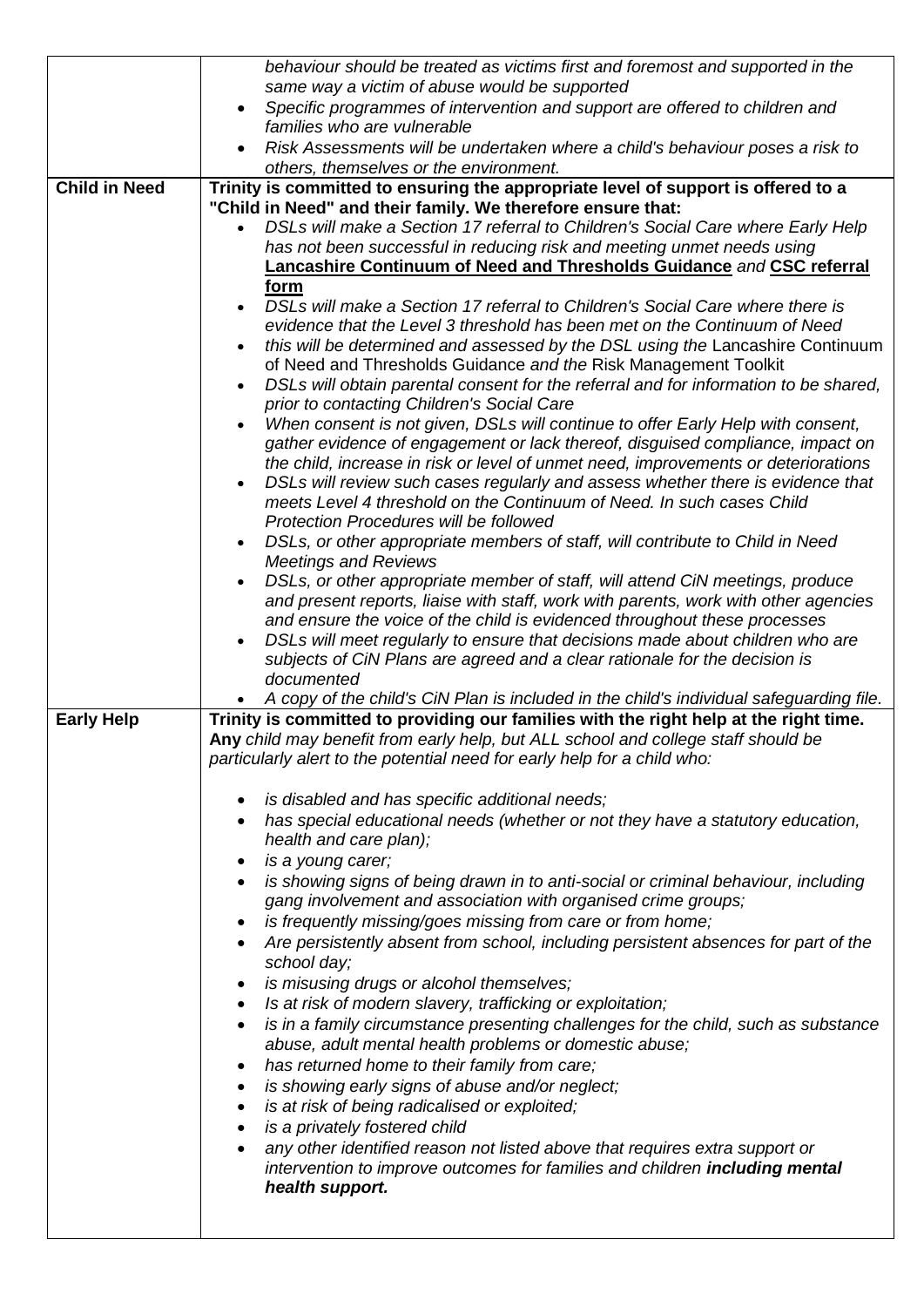| | |
|---|---|
| | *behaviour should be treated as victims first and foremost and supported in the same way a victim of abuse would be supported*<br>• *Specific programmes of intervention and support are offered to children and families who are vulnerable*<br>• *Risk Assessments will be undertaken where a child's behaviour poses a risk to others, themselves or the environment.* |
| **Child in Need** | **Trinity is committed to ensuring the appropriate level of support is offered to a "Child in Need" and their family. We therefore ensure that:**<br>• *DSLs will make a Section 17 referral to Children's Social Care where Early Help has not been successful in reducing risk and meeting unmet needs using* **Lancashire Continuum of Need and Thresholds Guidance** *and* **CSC referral form**<br>• *DSLs will make a Section 17 referral to Children's Social Care where there is evidence that the Level 3 threshold has been met on the Continuum of Need*<br>• *this will be determined and assessed by the DSL using the* Lancashire Continuum of Need and Thresholds Guidance *and the* Risk Management Toolkit<br>• *DSLs will obtain parental consent for the referral and for information to be shared, prior to contacting Children's Social Care*<br>• *When consent is not given, DSLs will continue to offer Early Help with consent, gather evidence of engagement or lack thereof, disguised compliance, impact on the child, increase in risk or level of unmet need, improvements or deteriorations*<br>• *DSLs will review such cases regularly and assess whether there is evidence that meets Level 4 threshold on the Continuum of Need. In such cases Child Protection Procedures will be followed*<br>• *DSLs, or other appropriate members of staff, will contribute to Child in Need Meetings and Reviews*<br>• *DSLs, or other appropriate member of staff, will attend CiN meetings, produce and present reports, liaise with staff, work with parents, work with other agencies and ensure the voice of the child is evidenced throughout these processes*<br>• *DSLs will meet regularly to ensure that decisions made about children who are subjects of CiN Plans are agreed and a clear rationale for the decision is documented*<br>• *A copy of the child's CiN Plan is included in the child's individual safeguarding file.* |
| **Early Help** | **Trinity is committed to providing our families with the right help at the right time.**<br>**Any** *child may benefit from early help, but ALL school and college staff should be particularly alert to the potential need for early help for a child who:*<br>• *is disabled and has specific additional needs;*<br>• *has special educational needs (whether or not they have a statutory education, health and care plan);*<br>• *is a young carer;*<br>• *is showing signs of being drawn in to anti-social or criminal behaviour, including gang involvement and association with organised crime groups;*<br>• *is frequently missing/goes missing from care or from home;*<br>• *Are persistently absent from school, including persistent absences for part of the school day;*<br>• *is misusing drugs or alcohol themselves;*<br>• *Is at risk of modern slavery, trafficking or exploitation;*<br>• *is in a family circumstance presenting challenges for the child, such as substance abuse, adult mental health problems or domestic abuse;*<br>• *has returned home to their family from care;*<br>• *is showing early signs of abuse and/or neglect;*<br>• *is at risk of being radicalised or exploited;*<br>• *is a privately fostered child*<br>• *any other identified reason not listed above that requires extra support or intervention to improve outcomes for families and children* ***including mental health support.*** |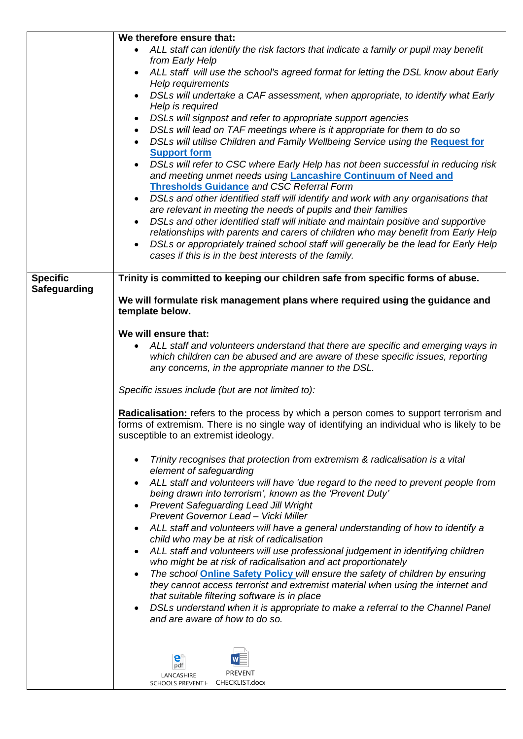| | |
|---|---|
| | **We therefore ensure that:**<br>• *ALL staff can identify the risk factors that indicate a family or pupil may benefit from Early Help*<br>• *ALL staff will use the school's agreed format for letting the DSL know about Early Help requirements*<br>• *DSLs will undertake a CAF assessment, when appropriate, to identify what Early Help is required*<br>• *DSLs will signpost and refer to appropriate support agencies*<br>• *DSLs will lead on TAF meetings where is it appropriate for them to do so*<br>• *DSLs will utilise Children and Family Wellbeing Service using the* **Request for Support form**<br>• *DSLs will refer to CSC where Early Help has not been successful in reducing risk and meeting unmet needs using* **Lancashire Continuum of Need and Thresholds Guidance** *and CSC Referral Form*<br>• *DSLs and other identified staff will identify and work with any organisations that are relevant in meeting the needs of pupils and their families*<br>• *DSLs and other identified staff will initiate and maintain positive and supportive relationships with parents and carers of children who may benefit from Early Help*<br>• *DSLs or appropriately trained school staff will generally be the lead for Early Help cases if this is in the best interests of the family.* |
| **Specific Safeguarding** | **Trinity is committed to keeping our children safe from specific forms of abuse.**<br><br>**We will formulate risk management plans where required using the guidance and template below.**<br><br>**We will ensure that:**<br>• *ALL staff and volunteers understand that there are specific and emerging ways in which children can be abused and are aware of these specific issues, reporting any concerns, in the appropriate manner to the DSL.*<br><br>*Specific issues include (but are not limited to):*<br><br>**Radicalisation:** refers to the process by which a person comes to support terrorism and forms of extremism. There is no single way of identifying an individual who is likely to be susceptible to an extremist ideology.<br><br>• *Trinity recognises that protection from extremism & radicalisation is a vital element of safeguarding*<br>• *ALL staff and volunteers will have 'due regard to the need to prevent people from being drawn into terrorism', known as the 'Prevent Duty'*<br>• *Prevent Safeguarding Lead Jill Wright*<br>*Prevent Governor Lead – Vicki Miller*<br>• *ALL staff and volunteers will have a general understanding of how to identify a child who may be at risk of radicalisation*<br>• *ALL staff and volunteers will use professional judgement in identifying children who might be at risk of radicalisation and act proportionately*<br>• *The school* **Online Safety Policy** *will ensure the safety of children by ensuring they cannot access terrorist and extremist material when using the internet and that suitable filtering software is in place*<br>• *DSLs understand when it is appropriate to make a referral to the Channel Panel and are aware of how to do so.*<br><br>LANCASHIRE SCHOOLS PREVENT H &nbsp;&nbsp; PREVENT CHECKLIST.docx |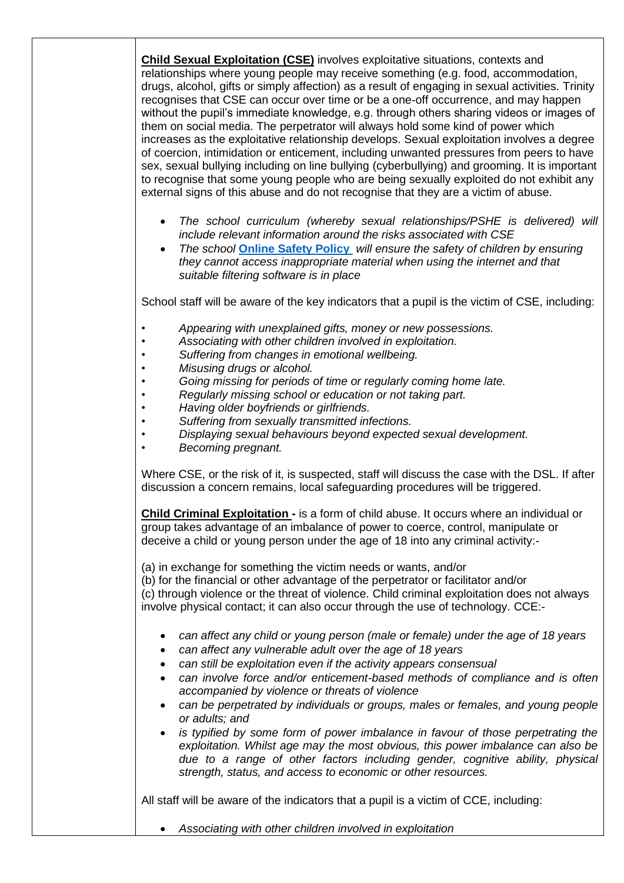**Child Sexual Exploitation (CSE)** involves exploitative situations, contexts and relationships where young people may receive something (e.g. food, accommodation, drugs, alcohol, gifts or simply affection) as a result of engaging in sexual activities. Trinity recognises that CSE can occur over time or be a one-off occurrence, and may happen without the pupil's immediate knowledge, e.g. through others sharing videos or images of them on social media. The perpetrator will always hold some kind of power which increases as the exploitative relationship develops. Sexual exploitation involves a degree of coercion, intimidation or enticement, including unwanted pressures from peers to have sex, sexual bullying including on line bullying (cyberbullying) and grooming. It is important to recognise that some young people who are being sexually exploited do not exhibit any external signs of this abuse and do not recognise that they are a victim of abuse.

- *The school curriculum (whereby sexual relationships/PSHE is delivered) will include relevant information around the risks associated with CSE*
- *The school* **Online Safety Policy** *will ensure the safety of children by ensuring they cannot access inappropriate material when using the internet and that suitable filtering software is in place*

School staff will be aware of the key indicators that a pupil is the victim of CSE, including:

- *Appearing with unexplained gifts, money or new possessions.*
- *Associating with other children involved in exploitation.*
- *Suffering from changes in emotional wellbeing.*
- *Misusing drugs or alcohol.*
- *Going missing for periods of time or regularly coming home late.*
- *Regularly missing school or education or not taking part.*
- *Having older boyfriends or girlfriends.*
- *Suffering from sexually transmitted infections.*
- *Displaying sexual behaviours beyond expected sexual development.*
- *Becoming pregnant.*

Where CSE, or the risk of it, is suspected, staff will discuss the case with the DSL. If after discussion a concern remains, local safeguarding procedures will be triggered.

**Child Criminal Exploitation -** is a form of child abuse. It occurs where an individual or group takes advantage of an imbalance of power to coerce, control, manipulate or deceive a child or young person under the age of 18 into any criminal activity:-

(a) in exchange for something the victim needs or wants, and/or
(b) for the financial or other advantage of the perpetrator or facilitator and/or
(c) through violence or the threat of violence. Child criminal exploitation does not always involve physical contact; it can also occur through the use of technology. CCE:-

- *can affect any child or young person (male or female) under the age of 18 years*
- *can affect any vulnerable adult over the age of 18 years*
- *can still be exploitation even if the activity appears consensual*
- *can involve force and/or enticement-based methods of compliance and is often accompanied by violence or threats of violence*
- *can be perpetrated by individuals or groups, males or females, and young people or adults; and*
- *is typified by some form of power imbalance in favour of those perpetrating the exploitation. Whilst age may the most obvious, this power imbalance can also be due to a range of other factors including gender, cognitive ability, physical strength, status, and access to economic or other resources.*

All staff will be aware of the indicators that a pupil is a victim of CCE, including:

- *Associating with other children involved in exploitation*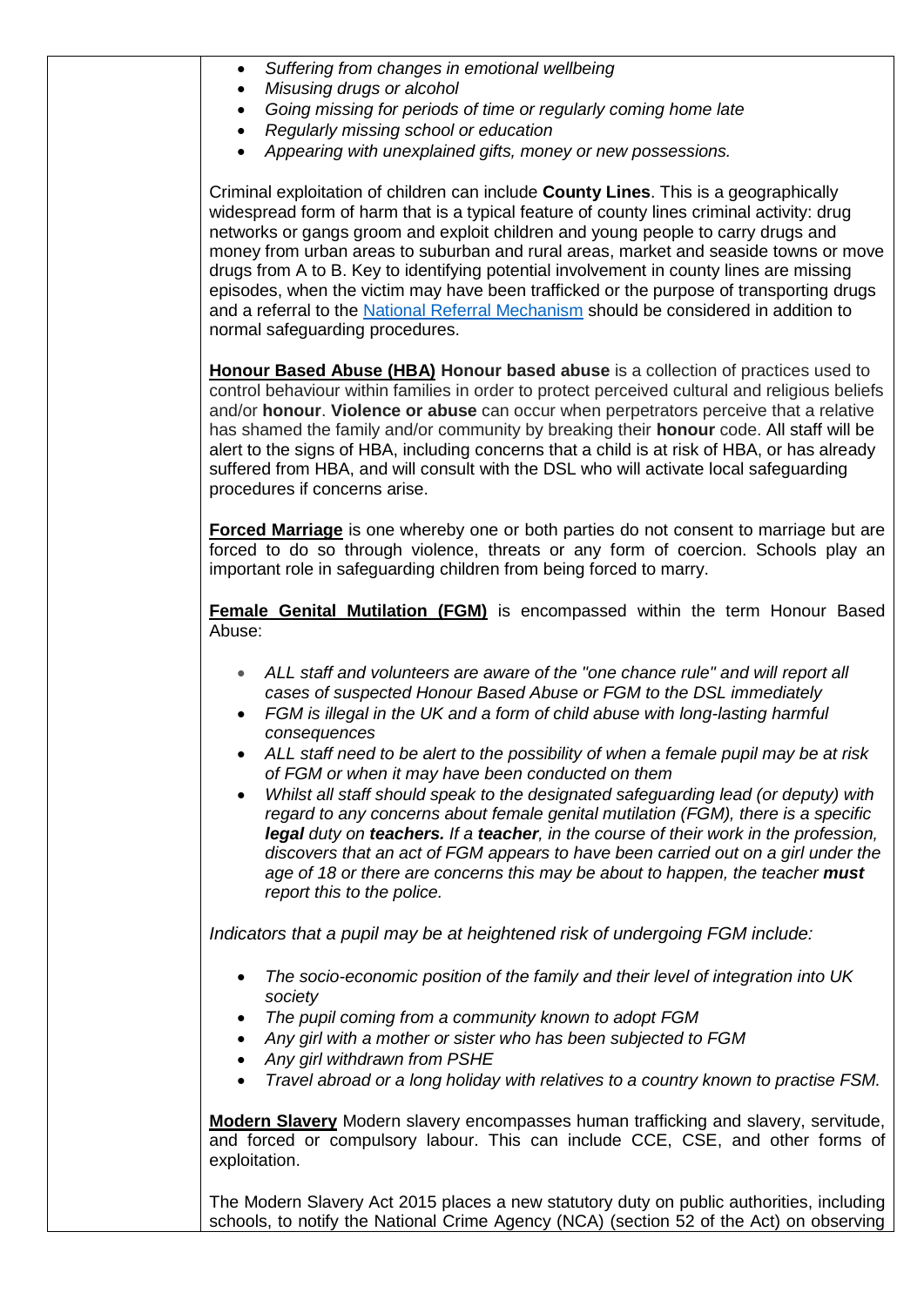- *Suffering from changes in emotional wellbeing*
- *Misusing drugs or alcohol*
- *Going missing for periods of time or regularly coming home late*
- *Regularly missing school or education*
- *Appearing with unexplained gifts, money or new possessions.*

Criminal exploitation of children can include **County Lines**. This is a geographically widespread form of harm that is a typical feature of county lines criminal activity: drug networks or gangs groom and exploit children and young people to carry drugs and money from urban areas to suburban and rural areas, market and seaside towns or move drugs from A to B. Key to identifying potential involvement in county lines are missing episodes, when the victim may have been trafficked or the purpose of transporting drugs and a referral to the National Referral Mechanism should be considered in addition to normal safeguarding procedures.

**Honour Based Abuse (HBA) Honour based abuse** is a collection of practices used to control behaviour within families in order to protect perceived cultural and religious beliefs and/or **honour**. **Violence or abuse** can occur when perpetrators perceive that a relative has shamed the family and/or community by breaking their **honour** code. All staff will be alert to the signs of HBA, including concerns that a child is at risk of HBA, or has already suffered from HBA, and will consult with the DSL who will activate local safeguarding procedures if concerns arise.

**Forced Marriage** is one whereby one or both parties do not consent to marriage but are forced to do so through violence, threats or any form of coercion. Schools play an important role in safeguarding children from being forced to marry.

**Female Genital Mutilation (FGM)** is encompassed within the term Honour Based Abuse:

- *ALL staff and volunteers are aware of the "one chance rule" and will report all cases of suspected Honour Based Abuse or FGM to the DSL immediately*
- *FGM is illegal in the UK and a form of child abuse with long-lasting harmful consequences*
- *ALL staff need to be alert to the possibility of when a female pupil may be at risk of FGM or when it may have been conducted on them*
- *Whilst all staff should speak to the designated safeguarding lead (or deputy) with regard to any concerns about female genital mutilation (FGM), there is a specific **legal** duty on **teachers.** If a **teacher**, in the course of their work in the profession, discovers that an act of FGM appears to have been carried out on a girl under the age of 18 or there are concerns this may be about to happen, the teacher **must** report this to the police.*

*Indicators that a pupil may be at heightened risk of undergoing FGM include:*

- *The socio-economic position of the family and their level of integration into UK society*
- *The pupil coming from a community known to adopt FGM*
- *Any girl with a mother or sister who has been subjected to FGM*
- *Any girl withdrawn from PSHE*
- *Travel abroad or a long holiday with relatives to a country known to practise FSM.*

**Modern Slavery** Modern slavery encompasses human trafficking and slavery, servitude, and forced or compulsory labour. This can include CCE, CSE, and other forms of exploitation.

The Modern Slavery Act 2015 places a new statutory duty on public authorities, including schools, to notify the National Crime Agency (NCA) (section 52 of the Act) on observing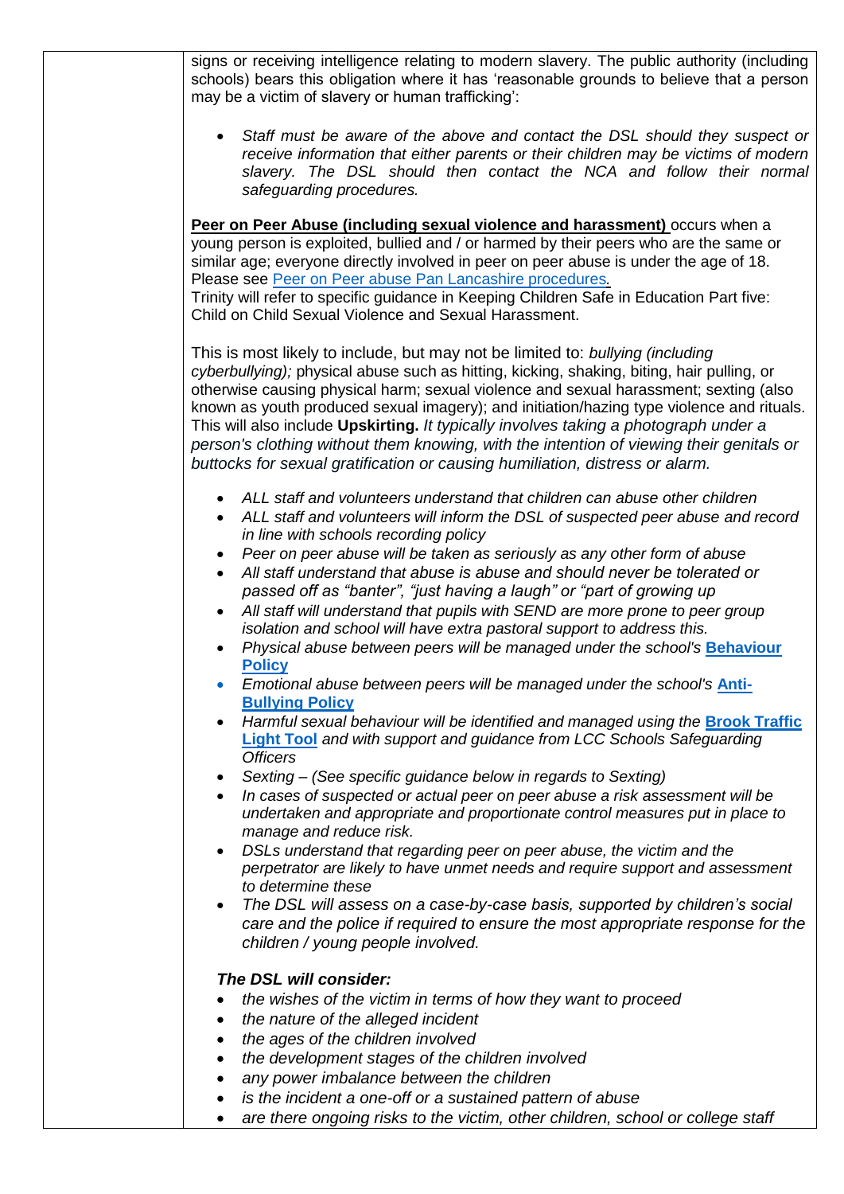| | |
|---|---|
| | signs or receiving intelligence relating to modern slavery. The public authority (including schools) bears this obligation where it has 'reasonable grounds to believe that a person may be a victim of slavery or human trafficking':<br><br>• *Staff must be aware of the above and contact the DSL should they suspect or receive information that either parents or their children may be victims of modern slavery. The DSL should then contact the NCA and follow their normal safeguarding procedures.*<br><br>**Peer on Peer Abuse (including sexual violence and harassment)** occurs when a young person is exploited, bullied and / or harmed by their peers who are the same or similar age; everyone directly involved in peer on peer abuse is under the age of 18. Please see [Peer on Peer abuse Pan Lancashire procedures](). Trinity will refer to specific guidance in Keeping Children Safe in Education Part five: Child on Child Sexual Violence and Sexual Harassment.<br><br>This is most likely to include, but may not be limited to: *bullying (including cyberbullying);* physical abuse such as hitting, kicking, shaking, biting, hair pulling, or otherwise causing physical harm; sexual violence and sexual harassment; sexting (also known as youth produced sexual imagery); and initiation/hazing type violence and rituals. This will also include **Upskirting.** *It typically involves taking a photograph under a person's clothing without them knowing, with the intention of viewing their genitals or buttocks for sexual gratification or causing humiliation, distress or alarm.*<br><br>• *ALL staff and volunteers understand that children can abuse other children*<br>• *ALL staff and volunteers will inform the DSL of suspected peer abuse and record in line with schools recording policy*<br>• *Peer on peer abuse will be taken as seriously as any other form of abuse*<br>• *All staff understand that abuse is abuse and should never be tolerated or passed off as "banter", "just having a laugh" or "part of growing up*<br>• *All staff will understand that pupils with SEND are more prone to peer group isolation and school will have extra pastoral support to address this.*<br>• *Physical abuse between peers will be managed under the school's* ***[Behaviour Policy]()***<br>• *Emotional abuse between peers will be managed under the school's* ***[Anti-Bullying Policy]()***<br>• *Harmful sexual behaviour will be identified and managed using the* ***[Brook Traffic Light Tool]()*** *and with support and guidance from LCC Schools Safeguarding Officers*<br>• *Sexting – (See specific guidance below in regards to Sexting)*<br>• *In cases of suspected or actual peer on peer abuse a risk assessment will be undertaken and appropriate and proportionate control measures put in place to manage and reduce risk.*<br>• *DSLs understand that regarding peer on peer abuse, the victim and the perpetrator are likely to have unmet needs and require support and assessment to determine these*<br>• *The DSL will assess on a case-by-case basis, supported by children's social care and the police if required to ensure the most appropriate response for the children / young people involved.*<br><br>***The DSL will consider:***<br>• *the wishes of the victim in terms of how they want to proceed*<br>• *the nature of the alleged incident*<br>• *the ages of the children involved*<br>• *the development stages of the children involved*<br>• *any power imbalance between the children*<br>• *is the incident a one-off or a sustained pattern of abuse*<br>• *are there ongoing risks to the victim, other children, school or college staff* |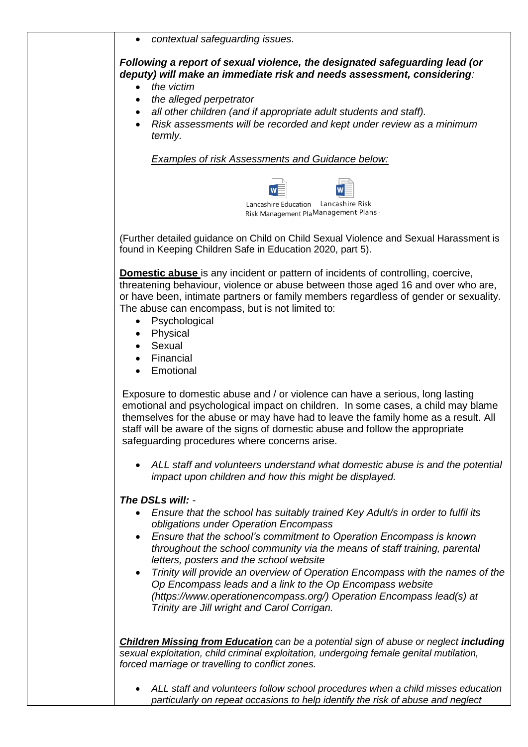- *contextual safeguarding issues.*

***Following a report of sexual violence, the designated safeguarding lead (or deputy) will make an immediate risk and needs assessment, considering**:*

- *the victim*
- *the alleged perpetrator*
- *all other children (and if appropriate adult students and staff).*
- *Risk assessments will be recorded and kept under review as a minimum termly.*

*Examples of risk Assessments and Guidance below:*

Lancashire Education Risk Management Pla Lancashire Risk Management Plans

(Further detailed guidance on Child on Child Sexual Violence and Sexual Harassment is found in Keeping Children Safe in Education 2020, part 5).

**Domestic abuse** is any incident or pattern of incidents of controlling, coercive, threatening behaviour, violence or abuse between those aged 16 and over who are, or have been, intimate partners or family members regardless of gender or sexuality. The abuse can encompass, but is not limited to:

- Psychological
- Physical
- Sexual
- Financial
- Emotional

Exposure to domestic abuse and / or violence can have a serious, long lasting emotional and psychological impact on children. In some cases, a child may blame themselves for the abuse or may have had to leave the family home as a result. All staff will be aware of the signs of domestic abuse and follow the appropriate safeguarding procedures where concerns arise.

- *ALL staff and volunteers understand what domestic abuse is and the potential impact upon children and how this might be displayed.*

***The DSLs will:*** -

- *Ensure that the school has suitably trained Key Adult/s in order to fulfil its obligations under Operation Encompass*
- *Ensure that the school's commitment to Operation Encompass is known throughout the school community via the means of staff training, parental letters, posters and the school website*
- *Trinity will provide an overview of Operation Encompass with the names of the Op Encompass leads and a link to the Op Encompass website (https://www.operationencompass.org/) Operation Encompass lead(s) at Trinity are Jill wright and Carol Corrigan.*

***Children Missing from Education** can be a potential sign of abuse or neglect **including** sexual exploitation, child criminal exploitation, undergoing female genital mutilation, forced marriage or travelling to conflict zones.*

- *ALL staff and volunteers follow school procedures when a child misses education particularly on repeat occasions to help identify the risk of abuse and neglect*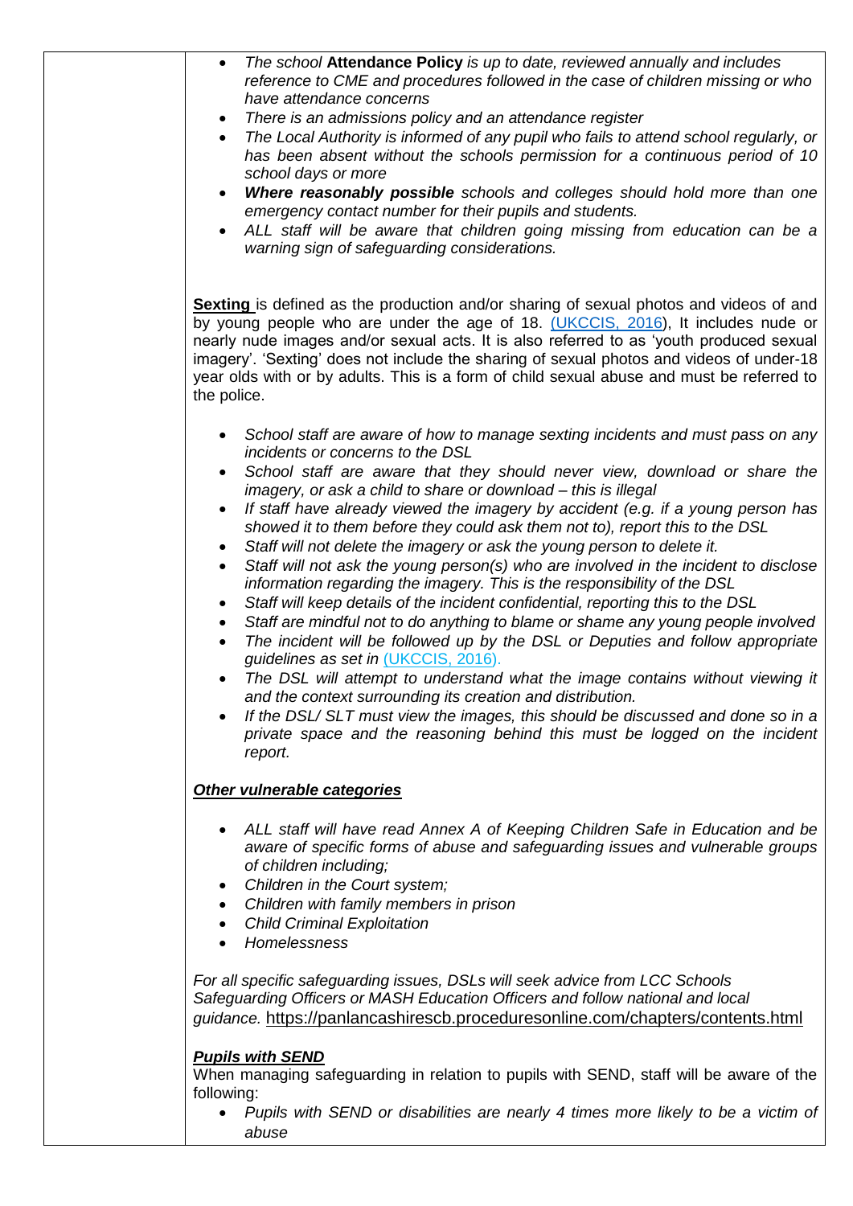- *The school* **Attendance Policy** *is up to date, reviewed annually and includes reference to CME and procedures followed in the case of children missing or who have attendance concerns*
- *There is an admissions policy and an attendance register*
- *The Local Authority is informed of any pupil who fails to attend school regularly, or has been absent without the schools permission for a continuous period of 10 school days or more*
- ***Where reasonably possible*** *schools and colleges should hold more than one emergency contact number for their pupils and students.*
- *ALL staff will be aware that children going missing from education can be a warning sign of safeguarding considerations.*

**Sexting** is defined as the production and/or sharing of sexual photos and videos of and by young people who are under the age of 18. (UKCCIS, 2016), It includes nude or nearly nude images and/or sexual acts. It is also referred to as 'youth produced sexual imagery'. 'Sexting' does not include the sharing of sexual photos and videos of under-18 year olds with or by adults. This is a form of child sexual abuse and must be referred to the police.

- *School staff are aware of how to manage sexting incidents and must pass on any incidents or concerns to the DSL*
- *School staff are aware that they should never view, download or share the imagery, or ask a child to share or download – this is illegal*
- *If staff have already viewed the imagery by accident (e.g. if a young person has showed it to them before they could ask them not to), report this to the DSL*
- *Staff will not delete the imagery or ask the young person to delete it.*
- *Staff will not ask the young person(s) who are involved in the incident to disclose information regarding the imagery. This is the responsibility of the DSL*
- *Staff will keep details of the incident confidential, reporting this to the DSL*
- *Staff are mindful not to do anything to blame or shame any young people involved*
- *The incident will be followed up by the DSL or Deputies and follow appropriate guidelines as set in (UKCCIS, 2016).*
- *The DSL will attempt to understand what the image contains without viewing it and the context surrounding its creation and distribution.*
- *If the DSL/ SLT must view the images, this should be discussed and done so in a private space and the reasoning behind this must be logged on the incident report.*

***Other vulnerable categories***

- *ALL staff will have read Annex A of Keeping Children Safe in Education and be aware of specific forms of abuse and safeguarding issues and vulnerable groups of children including;*
- *Children in the Court system;*
- *Children with family members in prison*
- *Child Criminal Exploitation*
- *Homelessness*

*For all specific safeguarding issues, DSLs will seek advice from LCC Schools Safeguarding Officers or MASH Education Officers and follow national and local guidance.* https://panlancashirescb.proceduresonline.com/chapters/contents.html

***Pupils with SEND***

When managing safeguarding in relation to pupils with SEND, staff will be aware of the following:

- *Pupils with SEND or disabilities are nearly 4 times more likely to be a victim of abuse*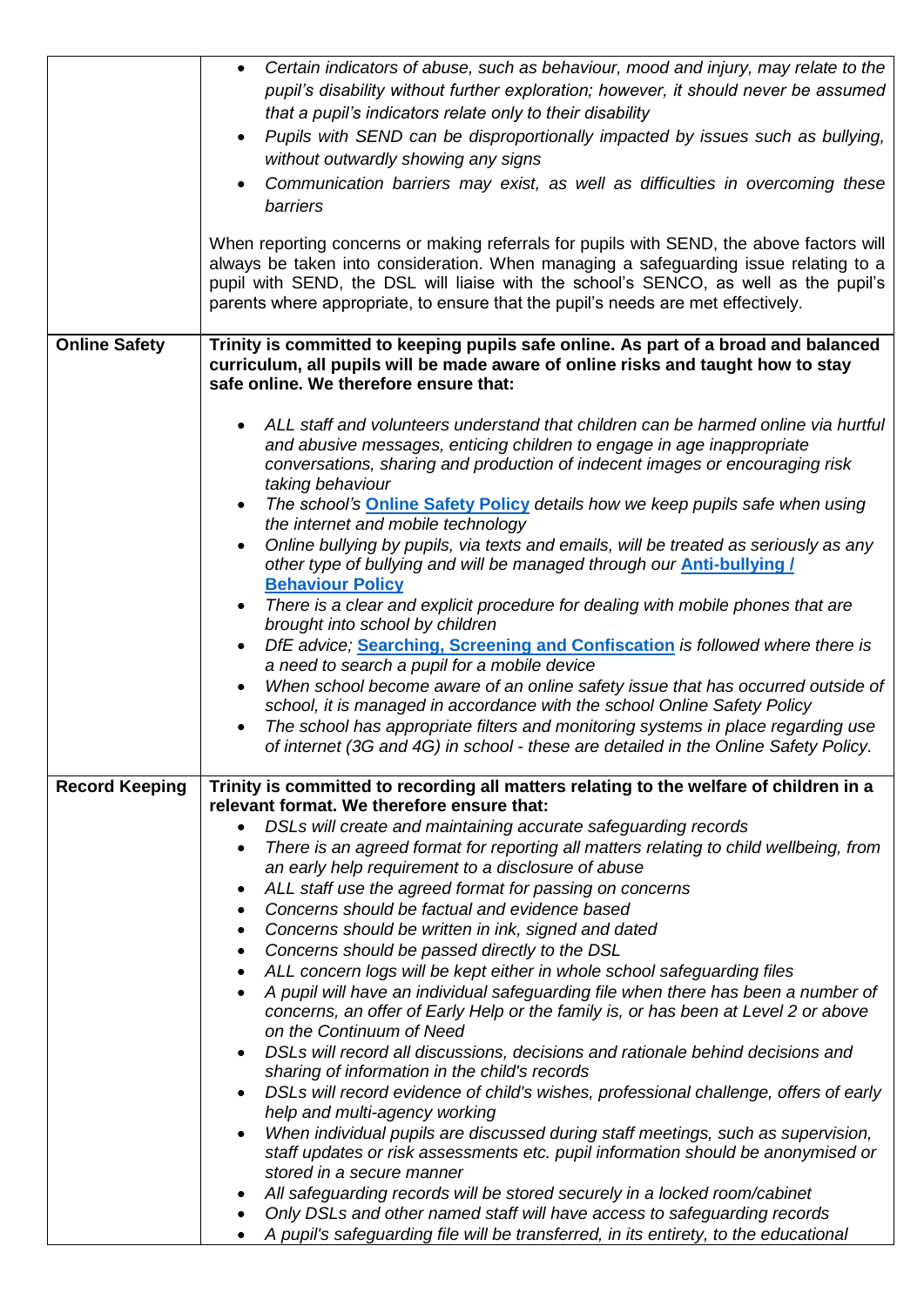| | |
|---|---|
| | • *Certain indicators of abuse, such as behaviour, mood and injury, may relate to the pupil's disability without further exploration; however, it should never be assumed that a pupil's indicators relate only to their disability*<br>• *Pupils with SEND can be disproportionally impacted by issues such as bullying, without outwardly showing any signs*<br>• *Communication barriers may exist, as well as difficulties in overcoming these barriers*<br><br>When reporting concerns or making referrals for pupils with SEND, the above factors will always be taken into consideration. When managing a safeguarding issue relating to a pupil with SEND, the DSL will liaise with the school's SENCO, as well as the pupil's parents where appropriate, to ensure that the pupil's needs are met effectively. |
| **Online Safety** | **Trinity is committed to keeping pupils safe online. As part of a broad and balanced curriculum, all pupils will be made aware of online risks and taught how to stay safe online. We therefore ensure that:**<br><br>• *ALL staff and volunteers understand that children can be harmed online via hurtful and abusive messages, enticing children to engage in age inappropriate conversations, sharing and production of indecent images or encouraging risk taking behaviour*<br>• *The school's* **Online Safety Policy** *details how we keep pupils safe when using the internet and mobile technology*<br>• *Online bullying by pupils, via texts and emails, will be treated as seriously as any other type of bullying and will be managed through our* **Anti-bullying / Behaviour Policy**<br>• *There is a clear and explicit procedure for dealing with mobile phones that are brought into school by children*<br>• *DfE advice;* **Searching, Screening and Confiscation** *is followed where there is a need to search a pupil for a mobile device*<br>• *When school become aware of an online safety issue that has occurred outside of school, it is managed in accordance with the school Online Safety Policy*<br>• *The school has appropriate filters and monitoring systems in place regarding use of internet (3G and 4G) in school - these are detailed in the Online Safety Policy.* |
| **Record Keeping** | **Trinity is committed to recording all matters relating to the welfare of children in a relevant format. We therefore ensure that:**<br>• *DSLs will create and maintaining accurate safeguarding records*<br>• *There is an agreed format for reporting all matters relating to child wellbeing, from an early help requirement to a disclosure of abuse*<br>• *ALL staff use the agreed format for passing on concerns*<br>• *Concerns should be factual and evidence based*<br>• *Concerns should be written in ink, signed and dated*<br>• *Concerns should be passed directly to the DSL*<br>• *ALL concern logs will be kept either in whole school safeguarding files*<br>• *A pupil will have an individual safeguarding file when there has been a number of concerns, an offer of Early Help or the family is, or has been at Level 2 or above on the Continuum of Need*<br>• *DSLs will record all discussions, decisions and rationale behind decisions and sharing of information in the child's records*<br>• *DSLs will record evidence of child's wishes, professional challenge, offers of early help and multi-agency working*<br>• *When individual pupils are discussed during staff meetings, such as supervision, staff updates or risk assessments etc. pupil information should be anonymised or stored in a secure manner*<br>• *All safeguarding records will be stored securely in a locked room/cabinet*<br>• *Only DSLs and other named staff will have access to safeguarding records*<br>• *A pupil's safeguarding file will be transferred, in its entirety, to the educational* |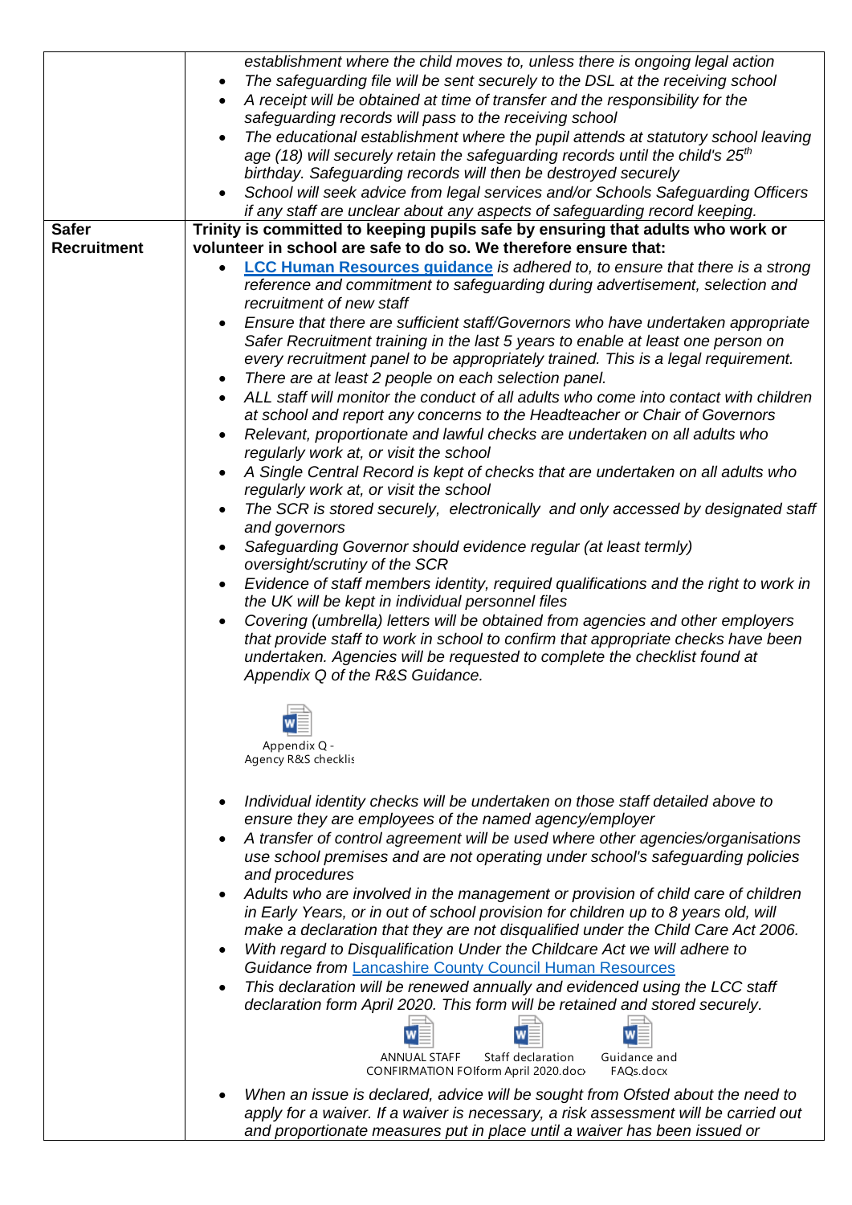| | |
|---|---|
| | *establishment where the child moves to, unless there is ongoing legal action*<br>• *The safeguarding file will be sent securely to the DSL at the receiving school*<br>• *A receipt will be obtained at time of transfer and the responsibility for the safeguarding records will pass to the receiving school*<br>• *The educational establishment where the pupil attends at statutory school leaving age (18) will securely retain the safeguarding records until the child's 25th birthday. Safeguarding records will then be destroyed securely*<br>• *School will seek advice from legal services and/or Schools Safeguarding Officers if any staff are unclear about any aspects of safeguarding record keeping.* |
| **Safer Recruitment** | **Trinity is committed to keeping pupils safe by ensuring that adults who work or volunteer in school are safe to do so. We therefore ensure that:**<br>• **LCC Human Resources guidance** *is adhered to, to ensure that there is a strong reference and commitment to safeguarding during advertisement, selection and recruitment of new staff*<br>• *Ensure that there are sufficient staff/Governors who have undertaken appropriate Safer Recruitment training in the last 5 years to enable at least one person on every recruitment panel to be appropriately trained. This is a legal requirement.*<br>• *There are at least 2 people on each selection panel.*<br>• *ALL staff will monitor the conduct of all adults who come into contact with children at school and report any concerns to the Headteacher or Chair of Governors*<br>• *Relevant, proportionate and lawful checks are undertaken on all adults who regularly work at, or visit the school*<br>• *A Single Central Record is kept of checks that are undertaken on all adults who regularly work at, or visit the school*<br>• *The SCR is stored securely, electronically and only accessed by designated staff and governors*<br>• *Safeguarding Governor should evidence regular (at least termly) oversight/scrutiny of the SCR*<br>• *Evidence of staff members identity, required qualifications and the right to work in the UK will be kept in individual personnel files*<br>• *Covering (umbrella) letters will be obtained from agencies and other employers that provide staff to work in school to confirm that appropriate checks have been undertaken. Agencies will be requested to complete the checklist found at Appendix Q of the R&S Guidance.*<br><br>Appendix Q - Agency R&S checklis<br><br>• *Individual identity checks will be undertaken on those staff detailed above to ensure they are employees of the named agency/employer*<br>• *A transfer of control agreement will be used where other agencies/organisations use school premises and are not operating under school's safeguarding policies and procedures*<br>• *Adults who are involved in the management or provision of child care of children in Early Years, or in out of school provision for children up to 8 years old, will make a declaration that they are not disqualified under the Child Care Act 2006.*<br>• *With regard to Disqualification Under the Childcare Act we will adhere to Guidance from* Lancashire County Council Human Resources<br>• *This declaration will be renewed annually and evidenced using the LCC staff declaration form April 2020. This form will be retained and stored securely.*<br><br>ANNUAL STAFF CONFIRMATION FO &nbsp; Staff declaration form April 2020.doc &nbsp; Guidance and FAQs.docx<br><br>• *When an issue is declared, advice will be sought from Ofsted about the need to apply for a waiver. If a waiver is necessary, a risk assessment will be carried out and proportionate measures put in place until a waiver has been issued or* |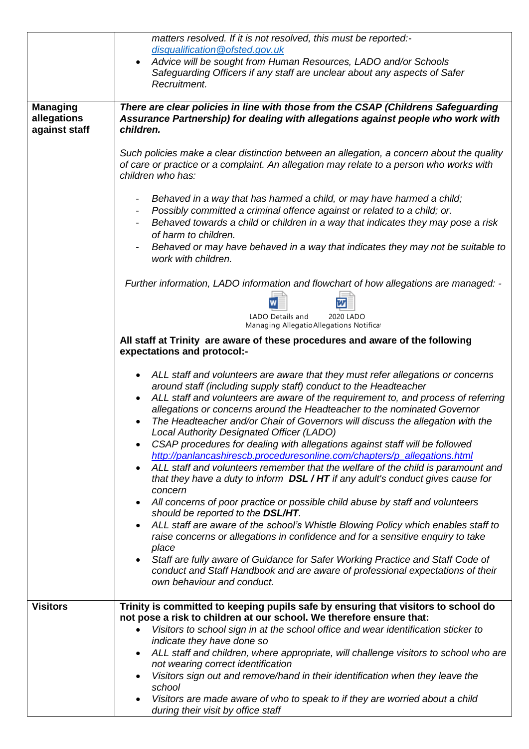| | |
|---|---|
| | *matters resolved. If it is not resolved, this must be reported:-* *[disqualification@ofsted.gov.uk](mailto:disqualification@ofsted.gov.uk)*<br>• *Advice will be sought from Human Resources, LADO and/or Schools Safeguarding Officers if any staff are unclear about any aspects of Safer Recruitment.* |
| **Managing allegations against staff** | ***There are clear policies in line with those from the CSAP (Childrens Safeguarding Assurance Partnership) for dealing with allegations against people who work with children.***<br><br>*Such policies make a clear distinction between an allegation, a concern about the quality of care or practice or a complaint. An allegation may relate to a person who works with children who has:*<br><br>- *Behaved in a way that has harmed a child, or may have harmed a child;*<br>- *Possibly committed a criminal offence against or related to a child; or.*<br>- *Behaved towards a child or children in a way that indicates they may pose a risk of harm to children.*<br>- *Behaved or may have behaved in a way that indicates they may not be suitable to work with children.*<br><br>*Further information, LADO information and flowchart of how allegations are managed: -*<br><br>LADO Details and Managing Allegatio &nbsp;&nbsp; 2020 LADO Allegations Notificat<br><br>**All staff at Trinity are aware of these procedures and aware of the following expectations and protocol:-**<br><br>• *ALL staff and volunteers are aware that they must refer allegations or concerns around staff (including supply staff) conduct to the Headteacher*<br>• *ALL staff and volunteers are aware of the requirement to, and process of referring allegations or concerns around the Headteacher to the nominated Governor*<br>• *The Headteacher and/or Chair of Governors will discuss the allegation with the Local Authority Designated Officer (LADO)*<br>• *CSAP procedures for dealing with allegations against staff will be followed* *[http://panlancashirescb.proceduresonline.com/chapters/p_allegations.html](http://panlancashirescb.proceduresonline.com/chapters/p_allegations.html)*<br>• *ALL staff and volunteers remember that the welfare of the child is paramount and that they have a duty to inform **DSL / HT** if any adult's conduct gives cause for concern*<br>• *All concerns of poor practice or possible child abuse by staff and volunteers should be reported to the **DSL/HT**.*<br>• *ALL staff are aware of the school's Whistle Blowing Policy which enables staff to raise concerns or allegations in confidence and for a sensitive enquiry to take place*<br>• *Staff are fully aware of Guidance for Safer Working Practice and Staff Code of conduct and Staff Handbook and are aware of professional expectations of their own behaviour and conduct.* |
| **Visitors** | **Trinity is committed to keeping pupils safe by ensuring that visitors to school do not pose a risk to children at our school. We therefore ensure that:**<br>• *Visitors to school sign in at the school office and wear identification sticker to indicate they have done so*<br>• *ALL staff and children, where appropriate, will challenge visitors to school who are not wearing correct identification*<br>• *Visitors sign out and remove/hand in their identification when they leave the school*<br>• *Visitors are made aware of who to speak to if they are worried about a child during their visit by office staff* |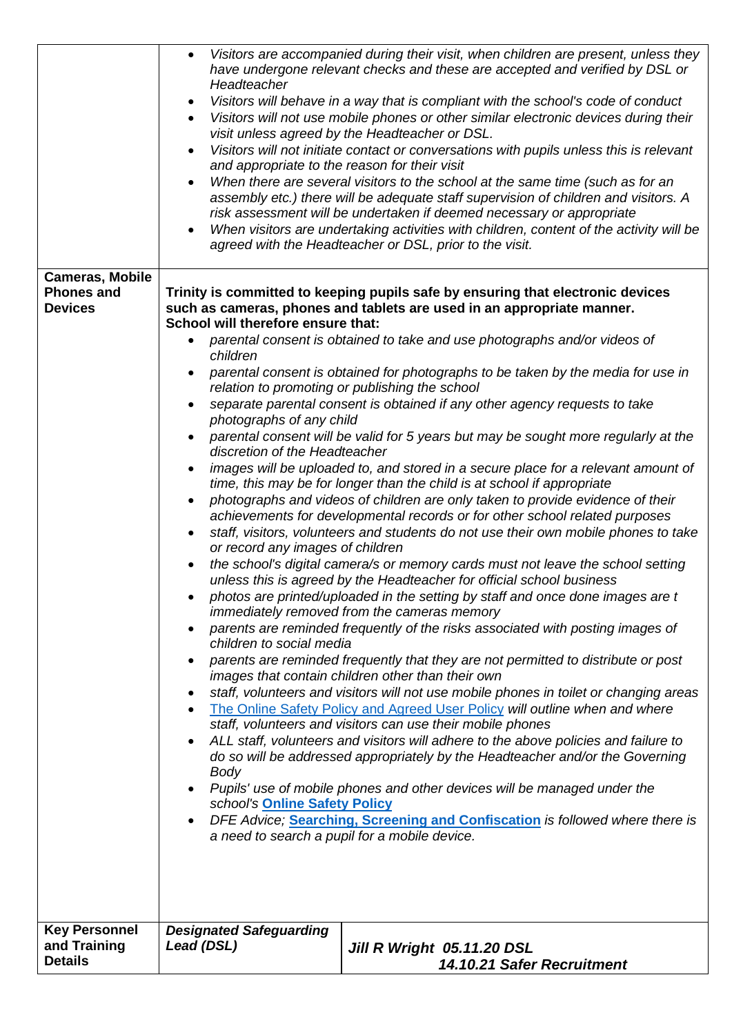| | | |
|---|---|---|
| | <ul><li>*Visitors are accompanied during their visit, when children are present, unless they have undergone relevant checks and these are accepted and verified by DSL or Headteacher*</li><li>*Visitors will behave in a way that is compliant with the school's code of conduct*</li><li>*Visitors will not use mobile phones or other similar electronic devices during their visit unless agreed by the Headteacher or DSL.*</li><li>*Visitors will not initiate contact or conversations with pupils unless this is relevant and appropriate to the reason for their visit*</li><li>*When there are several visitors to the school at the same time (such as for an assembly etc.) there will be adequate staff supervision of children and visitors. A risk assessment will be undertaken if deemed necessary or appropriate*</li><li>*When visitors are undertaking activities with children, content of the activity will be agreed with the Headteacher or DSL, prior to the visit.*</li></ul> | |
| **Cameras, Mobile Phones and Devices** | **Trinity is committed to keeping pupils safe by ensuring that electronic devices such as cameras, phones and tablets are used in an appropriate manner.**<br>**School will therefore ensure that:**<ul><li>*parental consent is obtained to take and use photographs and/or videos of children*</li><li>*parental consent is obtained for photographs to be taken by the media for use in relation to promoting or publishing the school*</li><li>*separate parental consent is obtained if any other agency requests to take photographs of any child*</li><li>*parental consent will be valid for 5 years but may be sought more regularly at the discretion of the Headteacher*</li><li>*images will be uploaded to, and stored in a secure place for a relevant amount of time, this may be for longer than the child is at school if appropriate*</li><li>*photographs and videos of children are only taken to provide evidence of their achievements for developmental records or for other school related purposes*</li><li>*staff, visitors, volunteers and students do not use their own mobile phones to take or record any images of children*</li><li>*the school's digital camera/s or memory cards must not leave the school setting unless this is agreed by the Headteacher for official school business*</li><li>*photos are printed/uploaded in the setting by staff and once done images are t immediately removed from the cameras memory*</li><li>*parents are reminded frequently of the risks associated with posting images of children to social media*</li><li>*parents are reminded frequently that they are not permitted to distribute or post images that contain children other than their own*</li><li>*staff, volunteers and visitors will not use mobile phones in toilet or changing areas*</li><li>The Online Safety Policy and Agreed User Policy *will outline when and where staff, volunteers and visitors can use their mobile phones*</li><li>*ALL staff, volunteers and visitors will adhere to the above policies and failure to do so will be addressed appropriately by the Headteacher and/or the Governing Body*</li><li>*Pupils' use of mobile phones and other devices will be managed under the school's* ***Online Safety Policy***</li><li>*DFE Advice;* **Searching, Screening and Confiscation** *is followed where there is a need to search a pupil for a mobile device.*</li></ul> | |
| **Key Personnel and Training Details** | ***Designated Safeguarding Lead (DSL)*** | ***Jill R Wright 05.11.20 DSL***<br>***14.10.21 Safer Recruitment*** |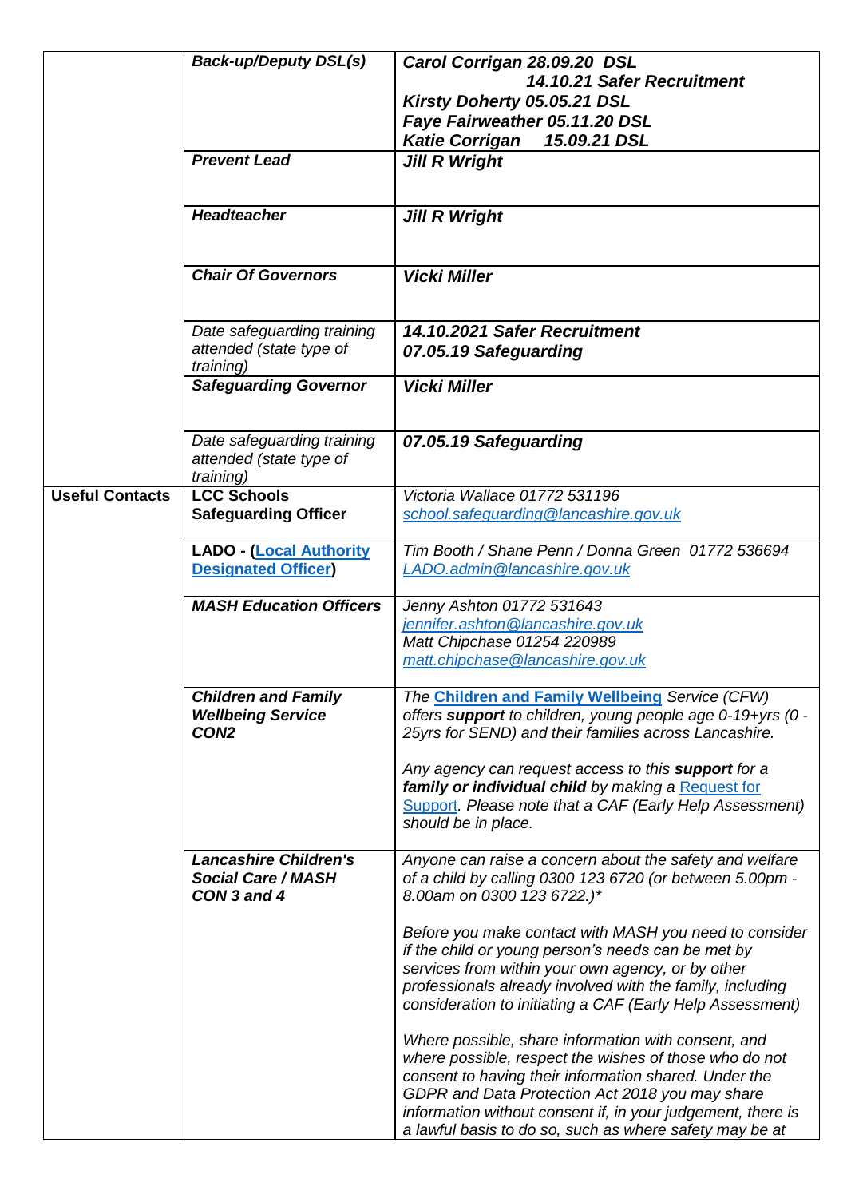|  |  |  |
|---|---|---|
|  | ***Back-up/Deputy DSL(s)*** | ***Carol Corrigan 28.09.20 DSL<br>14.10.21 Safer Recruitment<br>Kirsty Doherty 05.05.21 DSL<br>Faye Fairweather 05.11.20 DSL<br>Katie Corrigan 15.09.21 DSL*** |
|  | ***Prevent Lead*** | ***Jill R Wright*** |
|  | ***Headteacher*** | ***Jill R Wright*** |
|  | ***Chair Of Governors*** | ***Vicki Miller*** |
|  | *Date safeguarding training attended (state type of training)* | ***14.10.2021 Safer Recruitment<br>07.05.19 Safeguarding*** |
|  | ***Safeguarding Governor*** | ***Vicki Miller*** |
|  | *Date safeguarding training attended (state type of training)* | ***07.05.19 Safeguarding*** |
| **Useful Contacts** | **LCC Schools Safeguarding Officer** | *Victoria Wallace 01772 531196<br>school.safeguarding@lancashire.gov.uk* |
|  | **LADO - (Local Authority Designated Officer)** | *Tim Booth / Shane Penn / Donna Green 01772 536694<br>LADO.admin@lancashire.gov.uk* |
|  | ***MASH Education Officers*** | *Jenny Ashton 01772 531643<br>jennifer.ashton@lancashire.gov.uk<br>Matt Chipchase 01254 220989<br>matt.chipchase@lancashire.gov.uk* |
|  | ***Children and Family Wellbeing Service CON2*** | *The **Children and Family Wellbeing** Service (CFW) offers **support** to children, young people age 0-19+yrs (0 - 25yrs for SEND) and their families across Lancashire.<br><br>Any agency can request access to this **support** for a **family or individual child** by making a Request for Support. Please note that a CAF (Early Help Assessment) should be in place.* |
|  | ***Lancashire Children's Social Care / MASH CON 3 and 4*** | *Anyone can raise a concern about the safety and welfare of a child by calling 0300 123 6720 (or between 5.00pm - 8.00am on 0300 123 6722.)*<br><br>Before you make contact with MASH you need to consider if the child or young person's needs can be met by services from within your own agency, or by other professionals already involved with the family, including consideration to initiating a CAF (Early Help Assessment)<br><br>Where possible, share information with consent, and where possible, respect the wishes of those who do not consent to having their information shared. Under the GDPR and Data Protection Act 2018 you may share information without consent if, in your judgement, there is a lawful basis to do so, such as where safety may be at* |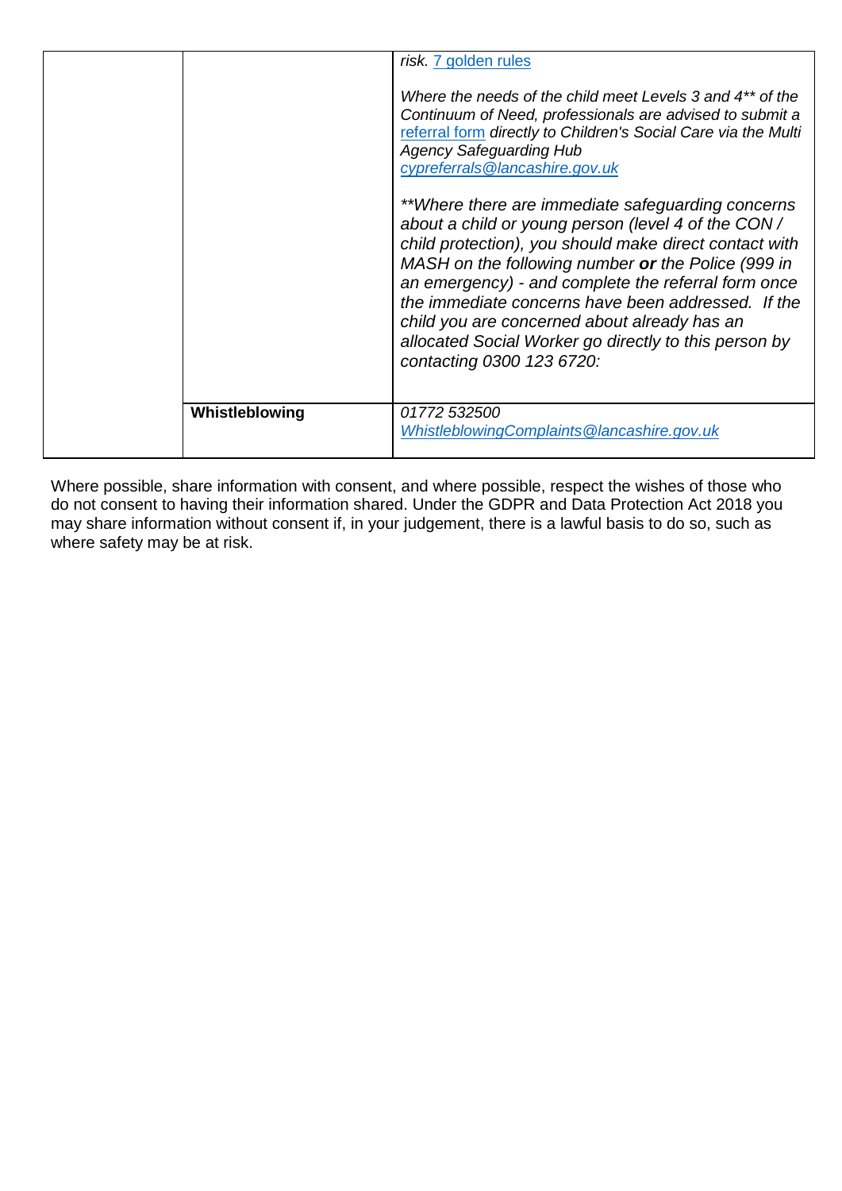| | | |
|---|---|---|
| | | *risk.* [7 golden rules]<br><br>*Where the needs of the child meet Levels 3 and 4** of the Continuum of Need, professionals are advised to submit a* [referral form] *directly to Children's Social Care via the Multi Agency Safeguarding Hub* *cypreferrals@lancashire.gov.uk*<br><br>***Where there are immediate safeguarding concerns about a child or young person (level 4 of the CON / child protection), you should make direct contact with MASH on the following number **or** the Police (999 in an emergency) - and complete the referral form once the immediate concerns have been addressed. If the child you are concerned about already has an allocated Social Worker go directly to this person by contacting 0300 123 6720:* |
| | **Whistleblowing** | *01772 532500*<br>*WhistleblowingComplaints@lancashire.gov.uk* |

Where possible, share information with consent, and where possible, respect the wishes of those who do not consent to having their information shared. Under the GDPR and Data Protection Act 2018 you may share information without consent if, in your judgement, there is a lawful basis to do so, such as where safety may be at risk.